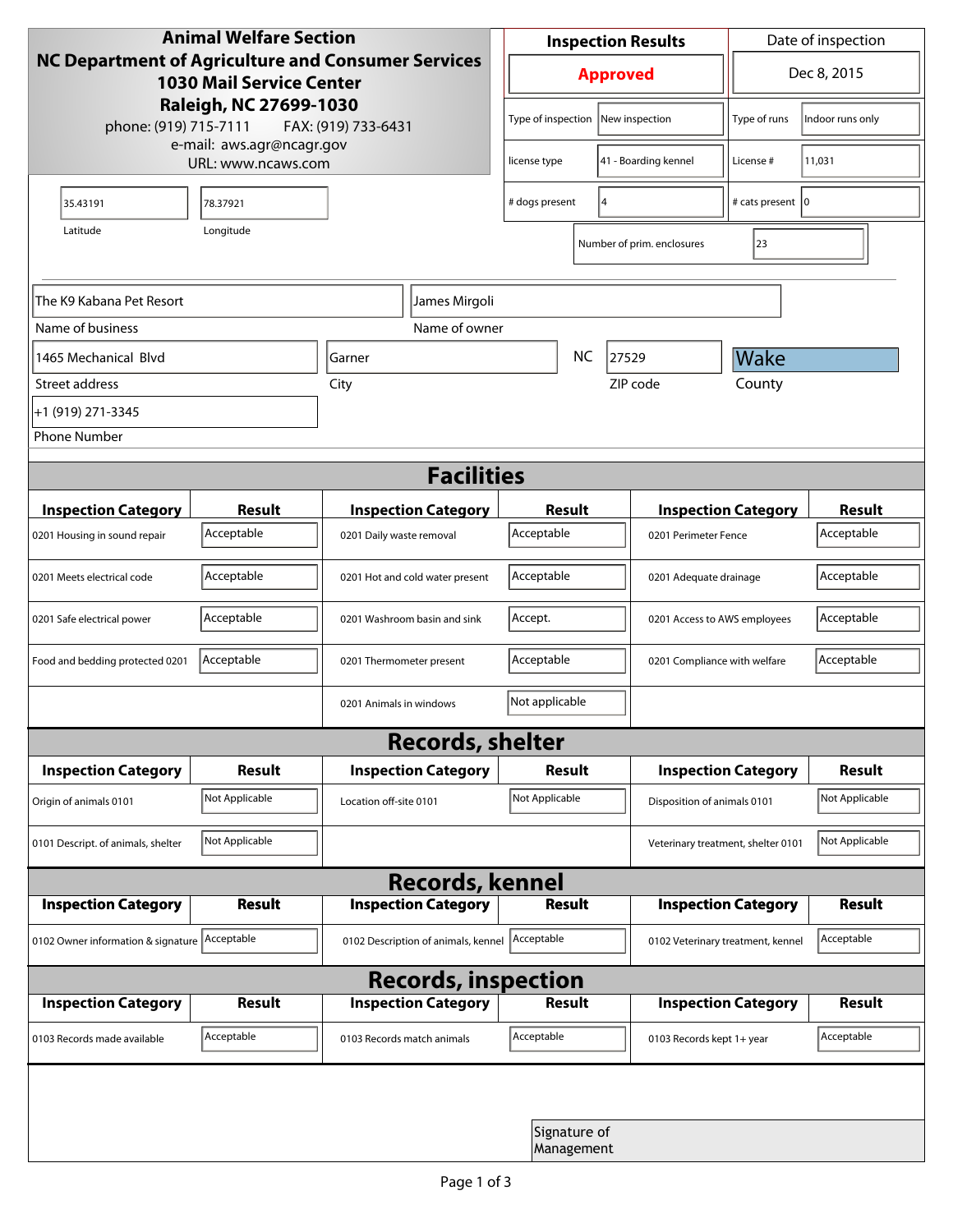**Animal Welfare Section**
**NC Department of Agriculture and Consumer Services**
**1030 Mail Service Center**
**Raleigh, NC 27699-1030**
phone: (919) 715-7111 FAX: (919) 733-6431
e-mail: aws.agr@ncagr.gov
URL: www.ncaws.com

| Inspection Results | Date of inspection |
|---|---|
| **Approved** | Dec 8, 2015 |

| Type of inspection | New inspection | Type of runs | Indoor runs only |
|---|---|---|---|
| license type | 41 - Boarding kennel | License # | 11,031 |
| # dogs present | 4 | # cats present | 0 |
| Number of prim. enclosures | 23 | | |

| Latitude | Longitude |
|---|---|
| 35.43191 | 78.37921 |

| Name of business | Name of owner |
|---|---|
| The K9 Kabana Pet Resort | James Mirgoli |

| Street address | City | State | ZIP code | County |
|---|---|---|---|---|
| 1465 Mechanical Blvd | Garner | NC | 27529 | Wake |

Phone Number: +1 (919) 271-3345

## Facilities

| Inspection Category | Result | Inspection Category | Result | Inspection Category | Result |
|---|---|---|---|---|---|
| 0201 Housing in sound repair | Acceptable | 0201 Daily waste removal | Acceptable | 0201 Perimeter Fence | Acceptable |
| 0201 Meets electrical code | Acceptable | 0201 Hot and cold water present | Acceptable | 0201 Adequate drainage | Acceptable |
| 0201 Safe electrical power | Acceptable | 0201 Washroom basin and sink | Accept. | 0201 Access to AWS employees | Acceptable |
| Food and bedding protected 0201 | Acceptable | 0201 Thermometer present | Acceptable | 0201 Compliance with welfare | Acceptable |
| | | 0201 Animals in windows | Not applicable | | |

## Records, shelter

| Inspection Category | Result | Inspection Category | Result | Inspection Category | Result |
|---|---|---|---|---|---|
| Origin of animals 0101 | Not Applicable | Location off-site 0101 | Not Applicable | Disposition of animals 0101 | Not Applicable |
| 0101 Descript. of animals, shelter | Not Applicable | | | Veterinary treatment, shelter 0101 | Not Applicable |

## Records, kennel

| Inspection Category | Result | Inspection Category | Result | Inspection Category | Result |
|---|---|---|---|---|---|
| 0102 Owner information & signature | Acceptable | 0102 Description of animals, kennel | Acceptable | 0102 Veterinary treatment, kennel | Acceptable |

## Records, inspection

| Inspection Category | Result | Inspection Category | Result | Inspection Category | Result |
|---|---|---|---|---|---|
| 0103 Records made available | Acceptable | 0103 Records match animals | Acceptable | 0103 Records kept 1+ year | Acceptable |

Signature of Management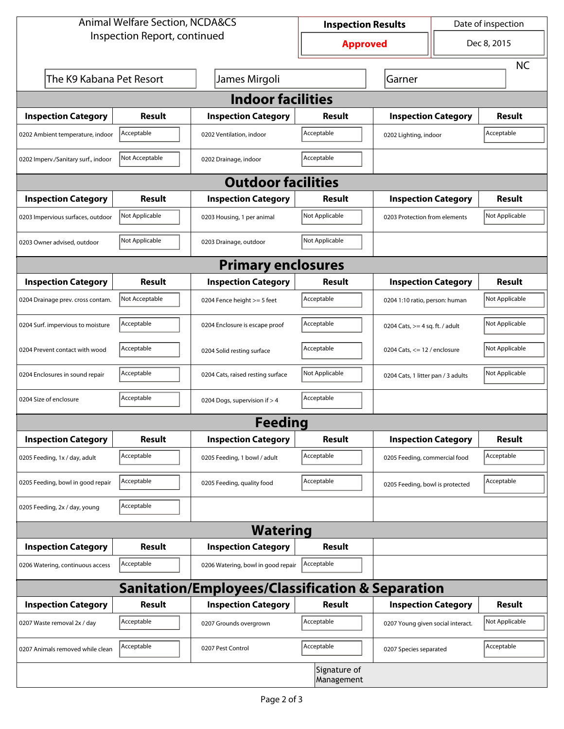Animal Welfare Section, NCDA&CS
Inspection Report, continued

| Inspection Results | Date of inspection |
|---|---|
| **Approved** | Dec 8, 2015 |

| The K9 Kabana Pet Resort | James Mirgoli | Garner | NC |
|---|---|---|---|

## Indoor facilities

| Inspection Category | Result | Inspection Category | Result | Inspection Category | Result |
|---|---|---|---|---|---|
| 0202 Ambient temperature, indoor | Acceptable | 0202 Ventilation, indoor | Acceptable | 0202 Lighting, indoor | Acceptable |
| 0202 Imperv./Sanitary surf., indoor | Not Acceptable | 0202 Drainage, indoor | Acceptable | | |

## Outdoor facilities

| Inspection Category | Result | Inspection Category | Result | Inspection Category | Result |
|---|---|---|---|---|---|
| 0203 Impervious surfaces, outdoor | Not Applicable | 0203 Housing, 1 per animal | Not Applicable | 0203 Protection from elements | Not Applicable |
| 0203 Owner advised, outdoor | Not Applicable | 0203 Drainage, outdoor | Not Applicable | | |

## Primary enclosures

| Inspection Category | Result | Inspection Category | Result | Inspection Category | Result |
|---|---|---|---|---|---|
| 0204 Drainage prev. cross contam. | Not Acceptable | 0204 Fence height >= 5 feet | Acceptable | 0204 1:10 ratio, person: human | Not Applicable |
| 0204 Surf. impervious to moisture | Acceptable | 0204 Enclosure is escape proof | Acceptable | 0204 Cats, >= 4 sq. ft. / adult | Not Applicable |
| 0204 Prevent contact with wood | Acceptable | 0204 Solid resting surface | Acceptable | 0204 Cats, <= 12 / enclosure | Not Applicable |
| 0204 Enclosures in sound repair | Acceptable | 0204 Cats, raised resting surface | Not Applicable | 0204 Cats, 1 litter pan / 3 adults | Not Applicable |
| 0204 Size of enclosure | Acceptable | 0204 Dogs, supervision if > 4 | Acceptable | | |

## Feeding

| Inspection Category | Result | Inspection Category | Result | Inspection Category | Result |
|---|---|---|---|---|---|
| 0205 Feeding, 1x / day, adult | Acceptable | 0205 Feeding, 1 bowl / adult | Acceptable | 0205 Feeding, commercial food | Acceptable |
| 0205 Feeding, bowl in good repair | Acceptable | 0205 Feeding, quality food | Acceptable | 0205 Feeding, bowl is protected | Acceptable |
| 0205 Feeding, 2x / day, young | Acceptable | | | | |

## Watering

| Inspection Category | Result | Inspection Category | Result |
|---|---|---|---|
| 0206 Watering, continuous access | Acceptable | 0206 Watering, bowl in good repair | Acceptable |

## Sanitation/Employees/Classification & Separation

| Inspection Category | Result | Inspection Category | Result | Inspection Category | Result |
|---|---|---|---|---|---|
| 0207 Waste removal 2x / day | Acceptable | 0207 Grounds overgrown | Acceptable | 0207 Young given social interact. | Not Applicable |
| 0207 Animals removed while clean | Acceptable | 0207 Pest Control | Acceptable | 0207 Species separated | Acceptable |

Signature of Management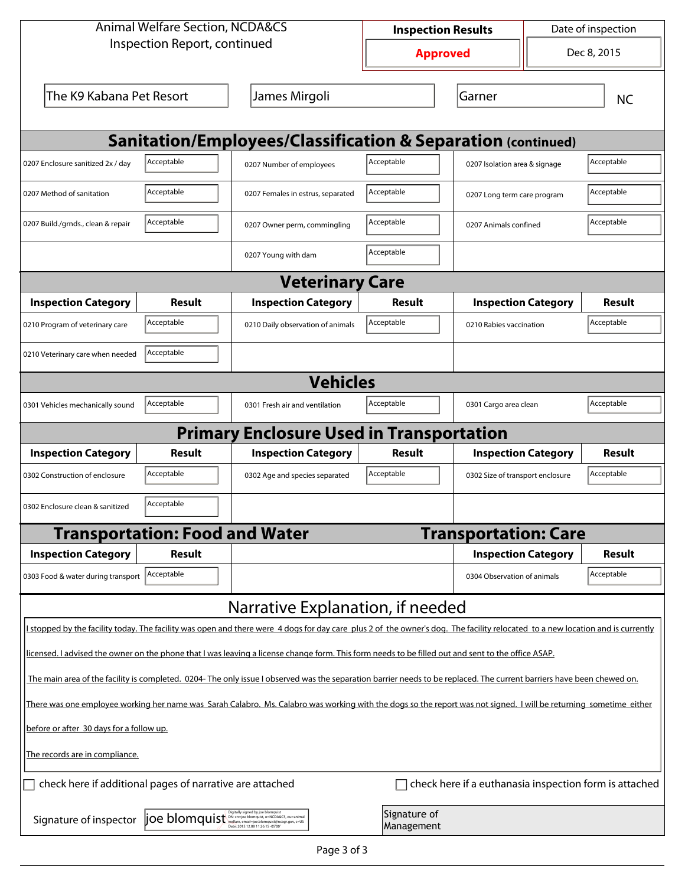Animal Welfare Section, NCDA&CS
Inspection Report, continued

| Inspection Results | Date of inspection |
|---|---|
| **Approved** | Dec 8, 2015 |

| | | | |
|---|---|---|---|
| The K9 Kabana Pet Resort | James Mirgoli | Garner | NC |

## Sanitation/Employees/Classification & Separation (continued)

| | | | | | |
|---|---|---|---|---|---|
| 0207 Enclosure sanitized 2x / day | Acceptable | 0207 Number of employees | Acceptable | 0207 Isolation area & signage | Acceptable |
| 0207 Method of sanitation | Acceptable | 0207 Females in estrus, separated | Acceptable | 0207 Long term care program | Acceptable |
| 0207 Build./grnds., clean & repair | Acceptable | 0207 Owner perm, commingling | Acceptable | 0207 Animals confined | Acceptable |
| | | 0207 Young with dam | Acceptable | | |

## Veterinary Care

| Inspection Category | Result | Inspection Category | Result | Inspection Category | Result |
|---|---|---|---|---|---|
| 0210 Program of veterinary care | Acceptable | 0210 Daily observation of animals | Acceptable | 0210 Rabies vaccination | Acceptable |
| 0210 Veterinary care when needed | Acceptable | | | | |

## Vehicles

| | | | | | |
|---|---|---|---|---|---|
| 0301 Vehicles mechanically sound | Acceptable | 0301 Fresh air and ventilation | Acceptable | 0301 Cargo area clean | Acceptable |

## Primary Enclosure Used in Transportation

| Inspection Category | Result | Inspection Category | Result | Inspection Category | Result |
|---|---|---|---|---|---|
| 0302 Construction of enclosure | Acceptable | 0302 Age and species separated | Acceptable | 0302 Size of transport enclosure | Acceptable |
| 0302 Enclosure clean & sanitized | Acceptable | | | | |

## Transportation: Food and Water

| Inspection Category | Result |
|---|---|
| 0303 Food & water during transport | Acceptable |

## Transportation: Care

| Inspection Category | Result |
|---|---|
| 0304 Observation of animals | Acceptable |

## Narrative Explanation, if needed

I stopped by the facility today. The facility was open and there were 4 dogs for day care plus 2 of the owner's dog. The facility relocated to a new location and is currently licensed. I advised the owner on the phone that I was leaving a license change form. This form needs to be filled out and sent to the office ASAP.

The main area of the facility is completed. 0204- The only issue I observed was the separation barrier needs to be replaced. The current barriers have been chewed on.

There was one employee working her name was Sarah Calabro. Ms. Calabro was working with the dogs so the report was not signed. I will be returning sometime either before or after 30 days for a follow up.

The records are in compliance.

☐ check here if additional pages of narrative are attached

☐ check here if a euthanasia inspection form is attached

Signature of inspector: joe blomquist (Digitally signed by joe blomquist DN: cn=joe blomquist, o=NCDA&CS, ou=animal welfare, email=joe.blomquist@ncagr.gov, c=US Date: 2015.12.08 11:26:15 -05'00')

Signature of Management: